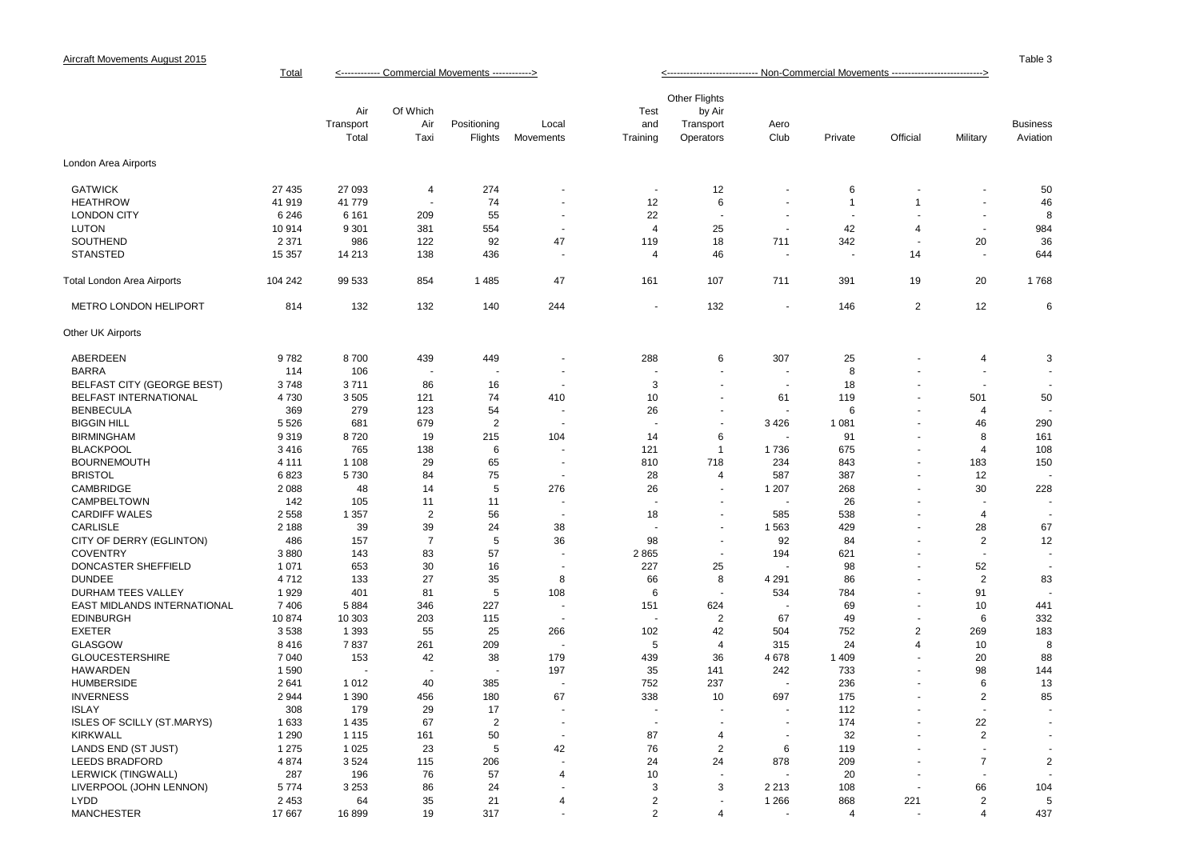Aircraft Movements August 2015

Table 3

| | Total | <------------ Commercial Movements ------------> | | | | <---------------------------- Non-Commercial Movements ----------------------------> | | | | | | |
|---|---|---|---|---|---|---|---|---|---|---|---|---|
| | | Air Transport Total | Of Which Air Taxi | Positioning Flights | Local Movements | Test and Training | Other Flights by Air Transport Operators | Aero Club | Private | Official | Military | Business Aviation |
| London Area Airports | | | | | | | | | | | | |
| GATWICK | 27 435 | 27 093 | 4 | 274 | - | - | 12 | - | 6 | - | - | 50 |
| HEATHROW | 41 919 | 41 779 | - | 74 | - | 12 | 6 | - | 1 | 1 | - | 46 |
| LONDON CITY | 6 246 | 6 161 | 209 | 55 | - | 22 | - | - | - | - | - | 8 |
| LUTON | 10 914 | 9 301 | 381 | 554 | - | 4 | 25 | - | 42 | 4 | - | 984 |
| SOUTHEND | 2 371 | 986 | 122 | 92 | 47 | 119 | 18 | 711 | 342 | - | 20 | 36 |
| STANSTED | 15 357 | 14 213 | 138 | 436 | - | 4 | 46 | - | - | 14 | - | 644 |
| Total London Area Airports | 104 242 | 99 533 | 854 | 1 485 | 47 | 161 | 107 | 711 | 391 | 19 | 20 | 1 768 |
| METRO LONDON HELIPORT | 814 | 132 | 132 | 140 | 244 | - | 132 | - | 146 | 2 | 12 | 6 |
| Other UK Airports | | | | | | | | | | | | |
| ABERDEEN | 9 782 | 8 700 | 439 | 449 | - | 288 | 6 | 307 | 25 | - | 4 | 3 |
| BARRA | 114 | 106 | - | - | - | - | - | - | 8 | - | - | - |
| BELFAST CITY (GEORGE BEST) | 3 748 | 3 711 | 86 | 16 | - | 3 | - | - | 18 | - | - | - |
| BELFAST INTERNATIONAL | 4 730 | 3 505 | 121 | 74 | 410 | 10 | - | 61 | 119 | - | 501 | 50 |
| BENBECULA | 369 | 279 | 123 | 54 | - | 26 | - | - | 6 | - | 4 | - |
| BIGGIN HILL | 5 526 | 681 | 679 | 2 | - | - | - | 3 426 | 1 081 | - | 46 | 290 |
| BIRMINGHAM | 9 319 | 8 720 | 19 | 215 | 104 | 14 | 6 | - | 91 | - | 8 | 161 |
| BLACKPOOL | 3 416 | 765 | 138 | 6 | - | 121 | 1 | 1 736 | 675 | - | 4 | 108 |
| BOURNEMOUTH | 4 111 | 1 108 | 29 | 65 | - | 810 | 718 | 234 | 843 | - | 183 | 150 |
| BRISTOL | 6 823 | 5 730 | 84 | 75 | - | 28 | 4 | 587 | 387 | - | 12 | - |
| CAMBRIDGE | 2 088 | 48 | 14 | 5 | 276 | 26 | - | 1 207 | 268 | - | 30 | 228 |
| CAMPBELTOWN | 142 | 105 | 11 | 11 | - | - | - | - | 26 | - | - | - |
| CARDIFF WALES | 2 558 | 1 357 | 2 | 56 | - | 18 | - | 585 | 538 | - | 4 | - |
| CARLISLE | 2 188 | 39 | 39 | 24 | 38 | - | - | 1 563 | 429 | - | 28 | 67 |
| CITY OF DERRY (EGLINTON) | 486 | 157 | 7 | 5 | 36 | 98 | - | 92 | 84 | - | 2 | 12 |
| COVENTRY | 3 880 | 143 | 83 | 57 | - | 2 865 | - | 194 | 621 | - | - | - |
| DONCASTER SHEFFIELD | 1 071 | 653 | 30 | 16 | - | 227 | 25 | - | 98 | - | 52 | - |
| DUNDEE | 4 712 | 133 | 27 | 35 | 8 | 66 | 8 | 4 291 | 86 | - | 2 | 83 |
| DURHAM TEES VALLEY | 1 929 | 401 | 81 | 5 | 108 | 6 | - | 534 | 784 | - | 91 | - |
| EAST MIDLANDS INTERNATIONAL | 7 406 | 5 884 | 346 | 227 | - | 151 | 624 | - | 69 | - | 10 | 441 |
| EDINBURGH | 10 874 | 10 303 | 203 | 115 | - | - | 2 | 67 | 49 | - | 6 | 332 |
| EXETER | 3 538 | 1 393 | 55 | 25 | 266 | 102 | 42 | 504 | 752 | 2 | 269 | 183 |
| GLASGOW | 8 416 | 7 837 | 261 | 209 | - | 5 | 4 | 315 | 24 | 4 | 10 | 8 |
| GLOUCESTERSHIRE | 7 040 | 153 | 42 | 38 | 179 | 439 | 36 | 4 678 | 1 409 | - | 20 | 88 |
| HAWARDEN | 1 590 | - | - | - | 197 | 35 | 141 | 242 | 733 | - | 98 | 144 |
| HUMBERSIDE | 2 641 | 1 012 | 40 | 385 | - | 752 | 237 | - | 236 | - | 6 | 13 |
| INVERNESS | 2 944 | 1 390 | 456 | 180 | 67 | 338 | 10 | 697 | 175 | - | 2 | 85 |
| ISLAY | 308 | 179 | 29 | 17 | - | - | - | - | 112 | - | - | - |
| ISLES OF SCILLY (ST.MARYS) | 1 633 | 1 435 | 67 | 2 | - | - | - | - | 174 | - | 22 | - |
| KIRKWALL | 1 290 | 1 115 | 161 | 50 | - | 87 | 4 | - | 32 | - | 2 | - |
| LANDS END (ST JUST) | 1 275 | 1 025 | 23 | 5 | 42 | 76 | 2 | 6 | 119 | - | - | - |
| LEEDS BRADFORD | 4 874 | 3 524 | 115 | 206 | - | 24 | 24 | 878 | 209 | - | 7 | 2 |
| LERWICK (TINGWALL) | 287 | 196 | 76 | 57 | 4 | 10 | - | - | 20 | - | - | - |
| LIVERPOOL (JOHN LENNON) | 5 774 | 3 253 | 86 | 24 | - | 3 | 3 | 2 213 | 108 | - | 66 | 104 |
| LYDD | 2 453 | 64 | 35 | 21 | 4 | 2 | - | 1 266 | 868 | 221 | 2 | 5 |
| MANCHESTER | 17 667 | 16 899 | 19 | 317 | - | 2 | 4 | - | 4 | - | 4 | 437 |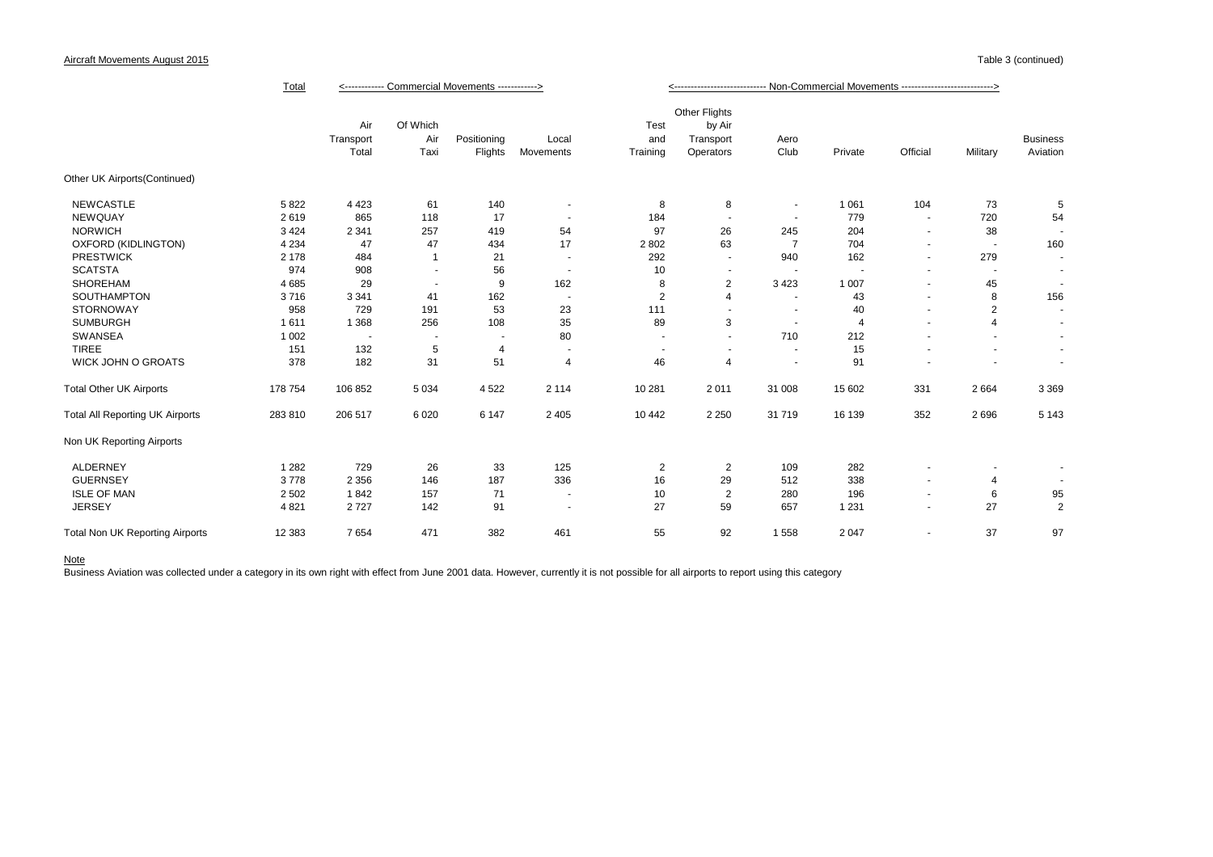Aircraft Movements August 2015

Table 3 (continued)

| | Total | Commercial Movements | | | | Non-Commercial Movements | | | | | | |
|---|---|---|---|---|---|---|---|---|---|---|---|---|
| | | Air Transport Total | Of Which Air Taxi | Positioning Flights | Local Movements | Test and Training | Other Flights by Air Transport Operators | Aero Club | Private | Official | Military | Business Aviation |
| Other UK Airports(Continued) | | | | | | | | | | | | |
| NEWCASTLE | 5 822 | 4 423 | 61 | 140 | - | 8 | 8 | - | 1 061 | 104 | 73 | 5 |
| NEWQUAY | 2 619 | 865 | 118 | 17 | - | 184 | - | - | 779 | - | 720 | 54 |
| NORWICH | 3 424 | 2 341 | 257 | 419 | 54 | 97 | 26 | 245 | 204 | - | 38 | - |
| OXFORD (KIDLINGTON) | 4 234 | 47 | 47 | 434 | 17 | 2 802 | 63 | 7 | 704 | - | - | 160 |
| PRESTWICK | 2 178 | 484 | 1 | 21 | - | 292 | - | 940 | 162 | - | 279 | - |
| SCATSTA | 974 | 908 | - | 56 | - | 10 | - | - | - | - | - | - |
| SHOREHAM | 4 685 | 29 | - | 9 | 162 | 8 | 2 | 3 423 | 1 007 | - | 45 | - |
| SOUTHAMPTON | 3 716 | 3 341 | 41 | 162 | - | 2 | 4 | - | 43 | - | 8 | 156 |
| STORNOWAY | 958 | 729 | 191 | 53 | 23 | 111 | - | - | 40 | - | 2 | - |
| SUMBURGH | 1 611 | 1 368 | 256 | 108 | 35 | 89 | 3 | - | 4 | - | 4 | - |
| SWANSEA | 1 002 | - | - | - | 80 | - | - | 710 | 212 | - | - | - |
| TIREE | 151 | 132 | 5 | 4 | - | - | - | - | 15 | - | - | - |
| WICK JOHN O GROATS | 378 | 182 | 31 | 51 | 4 | 46 | 4 | - | 91 | - | - | - |
| Total Other UK Airports | 178 754 | 106 852 | 5 034 | 4 522 | 2 114 | 10 281 | 2 011 | 31 008 | 15 602 | 331 | 2 664 | 3 369 |
| Total All Reporting UK Airports | 283 810 | 206 517 | 6 020 | 6 147 | 2 405 | 10 442 | 2 250 | 31 719 | 16 139 | 352 | 2 696 | 5 143 |
| Non UK Reporting Airports | | | | | | | | | | | | |
| ALDERNEY | 1 282 | 729 | 26 | 33 | 125 | 2 | 2 | 109 | 282 | - | - | - |
| GUERNSEY | 3 778 | 2 356 | 146 | 187 | 336 | 16 | 29 | 512 | 338 | - | 4 | - |
| ISLE OF MAN | 2 502 | 1 842 | 157 | 71 | - | 10 | 2 | 280 | 196 | - | 6 | 95 |
| JERSEY | 4 821 | 2 727 | 142 | 91 | - | 27 | 59 | 657 | 1 231 | - | 27 | 2 |
| Total Non UK Reporting Airports | 12 383 | 7 654 | 471 | 382 | 461 | 55 | 92 | 1 558 | 2 047 | - | 37 | 97 |

Note

Business Aviation was collected under a category in its own right with effect from June 2001 data. However, currently it is not possible for all airports to report using this category